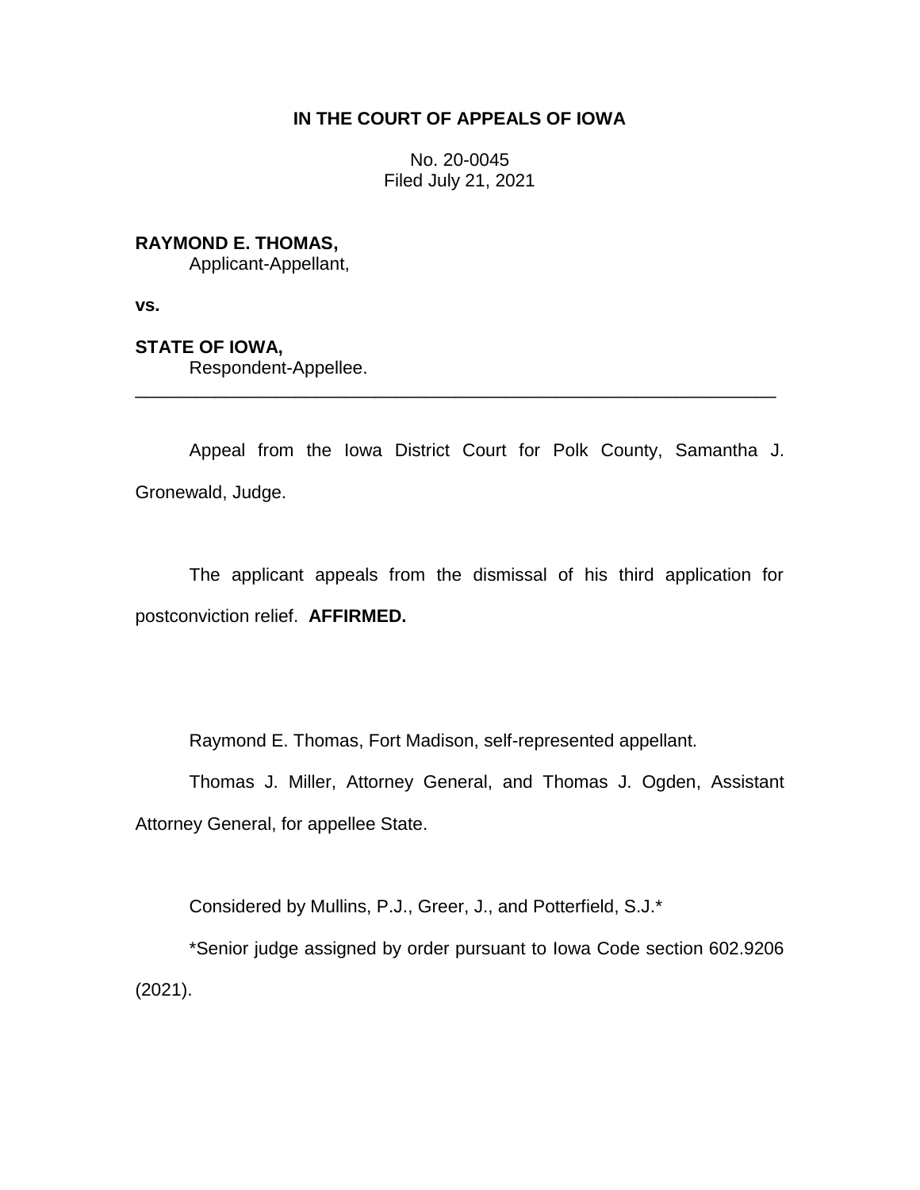**IN THE COURT OF APPEALS OF IOWA**

No. 20-0045
Filed July 21, 2021

**RAYMOND E. THOMAS,**
Applicant-Appellant,

**vs.**

**STATE OF IOWA,**
Respondent-Appellee.

---

Appeal from the Iowa District Court for Polk County, Samantha J. Gronewald, Judge.

The applicant appeals from the dismissal of his third application for postconviction relief. **AFFIRMED.**

Raymond E. Thomas, Fort Madison, self-represented appellant.

Thomas J. Miller, Attorney General, and Thomas J. Ogden, Assistant Attorney General, for appellee State.

Considered by Mullins, P.J., Greer, J., and Potterfield, S.J.*

*Senior judge assigned by order pursuant to Iowa Code section 602.9206 (2021).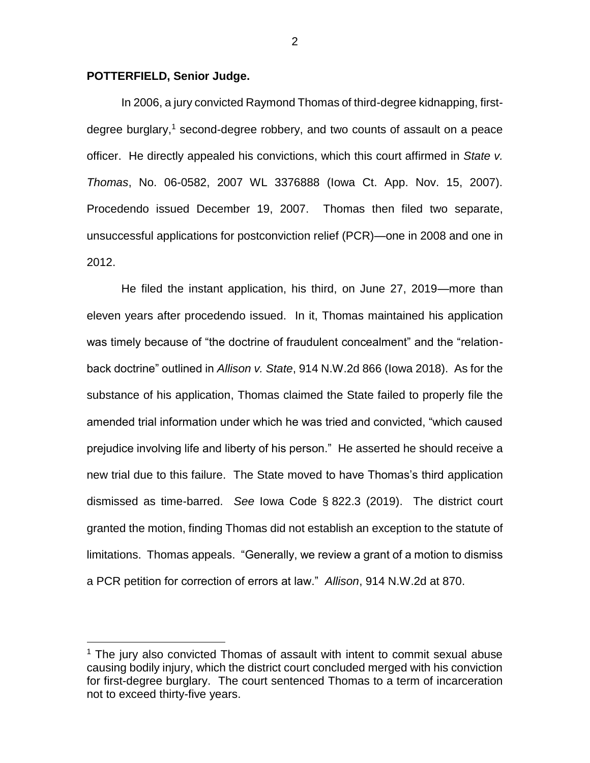**POTTERFIELD, Senior Judge.**

In 2006, a jury convicted Raymond Thomas of third-degree kidnapping, first-degree burglary,[1] second-degree robbery, and two counts of assault on a peace officer. He directly appealed his convictions, which this court affirmed in *State v. Thomas*, No. 06-0582, 2007 WL 3376888 (Iowa Ct. App. Nov. 15, 2007). Procedendo issued December 19, 2007. Thomas then filed two separate, unsuccessful applications for postconviction relief (PCR)—one in 2008 and one in 2012.

He filed the instant application, his third, on June 27, 2019—more than eleven years after procedendo issued. In it, Thomas maintained his application was timely because of "the doctrine of fraudulent concealment" and the "relation-back doctrine" outlined in *Allison v. State*, 914 N.W.2d 866 (Iowa 2018). As for the substance of his application, Thomas claimed the State failed to properly file the amended trial information under which he was tried and convicted, "which caused prejudice involving life and liberty of his person." He asserted he should receive a new trial due to this failure. The State moved to have Thomas's third application dismissed as time-barred. *See* Iowa Code § 822.3 (2019). The district court granted the motion, finding Thomas did not establish an exception to the statute of limitations. Thomas appeals. "Generally, we review a grant of a motion to dismiss a PCR petition for correction of errors at law." *Allison*, 914 N.W.2d at 870.

---

[1] The jury also convicted Thomas of assault with intent to commit sexual abuse causing bodily injury, which the district court concluded merged with his conviction for first-degree burglary. The court sentenced Thomas to a term of incarceration not to exceed thirty-five years.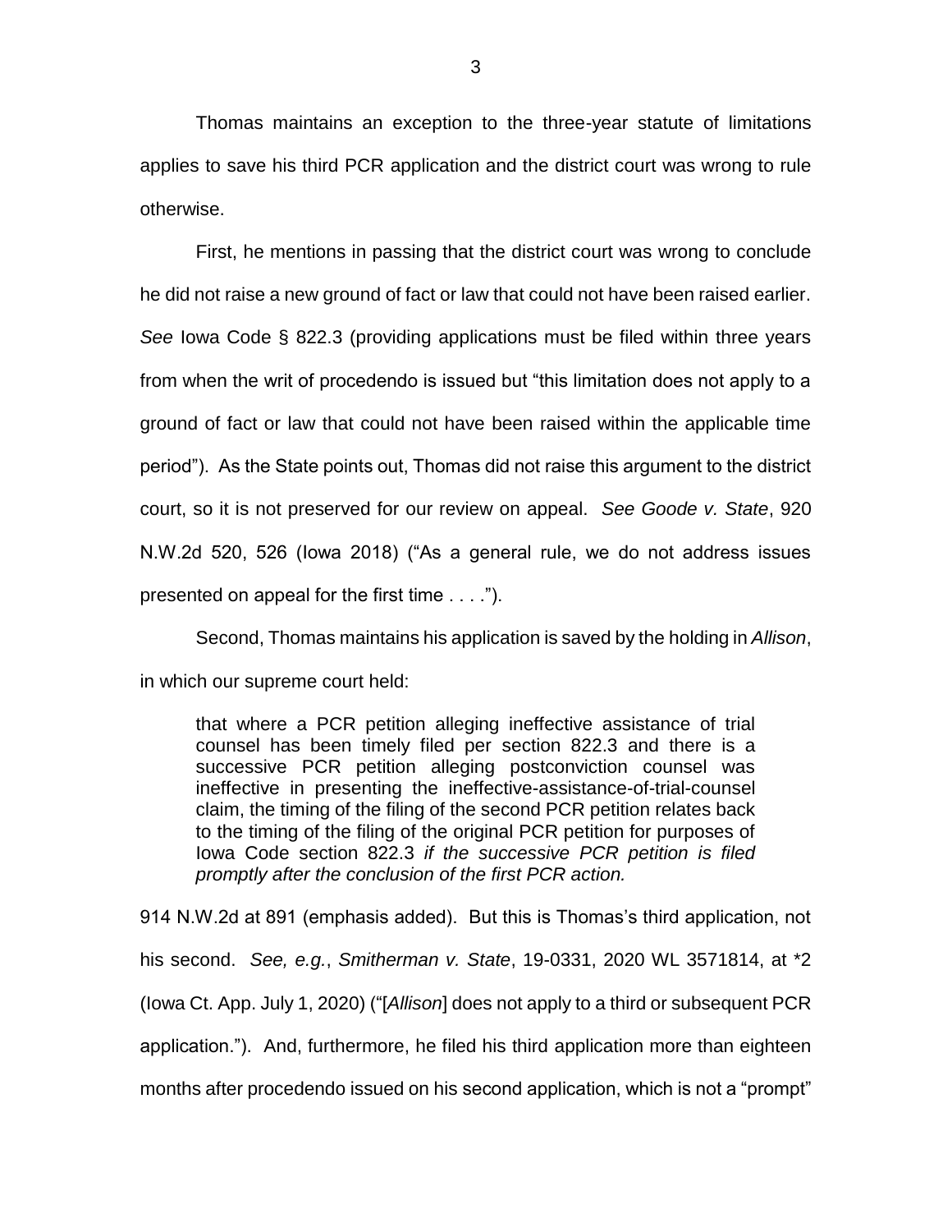Thomas maintains an exception to the three-year statute of limitations applies to save his third PCR application and the district court was wrong to rule otherwise.

First, he mentions in passing that the district court was wrong to conclude he did not raise a new ground of fact or law that could not have been raised earlier. *See* Iowa Code § 822.3 (providing applications must be filed within three years from when the writ of procedendo is issued but "this limitation does not apply to a ground of fact or law that could not have been raised within the applicable time period"). As the State points out, Thomas did not raise this argument to the district court, so it is not preserved for our review on appeal. *See Goode v. State*, 920 N.W.2d 520, 526 (Iowa 2018) ("As a general rule, we do not address issues presented on appeal for the first time . . . .").

Second, Thomas maintains his application is saved by the holding in *Allison*, in which our supreme court held:

> that where a PCR petition alleging ineffective assistance of trial counsel has been timely filed per section 822.3 and there is a successive PCR petition alleging postconviction counsel was ineffective in presenting the ineffective-assistance-of-trial-counsel claim, the timing of the filing of the second PCR petition relates back to the timing of the filing of the original PCR petition for purposes of Iowa Code section 822.3 *if the successive PCR petition is filed promptly after the conclusion of the first PCR action.*

914 N.W.2d at 891 (emphasis added). But this is Thomas's third application, not his second. *See, e.g.*, *Smitherman v. State*, 19-0331, 2020 WL 3571814, at *2 (Iowa Ct. App. July 1, 2020) ("[*Allison*] does not apply to a third or subsequent PCR application."). And, furthermore, he filed his third application more than eighteen months after procedendo issued on his second application, which is not a "prompt"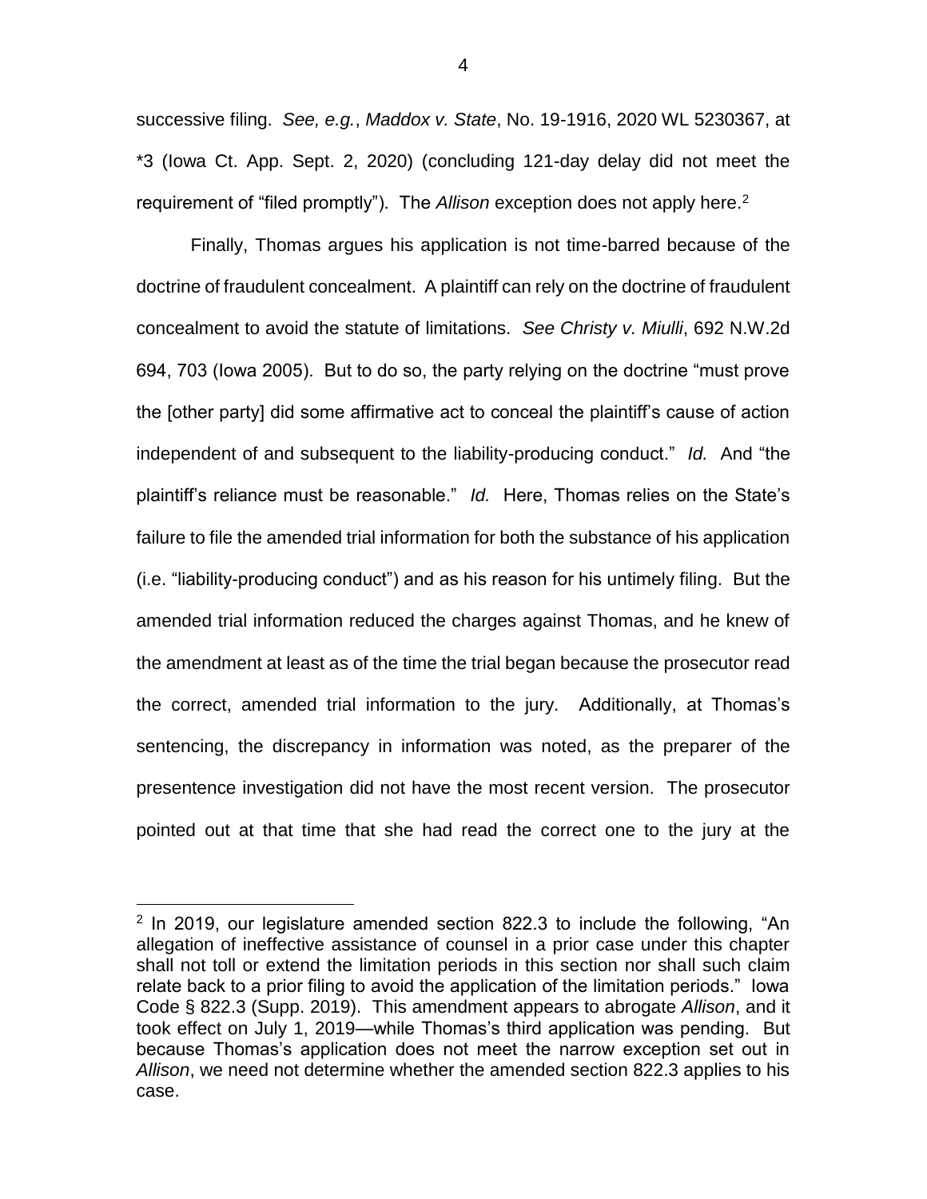successive filing. *See, e.g.*, *Maddox v. State*, No. 19-1916, 2020 WL 5230367, at *3 (Iowa Ct. App. Sept. 2, 2020) (concluding 121-day delay did not meet the requirement of "filed promptly"). The *Allison* exception does not apply here.[2]

Finally, Thomas argues his application is not time-barred because of the doctrine of fraudulent concealment. A plaintiff can rely on the doctrine of fraudulent concealment to avoid the statute of limitations. *See Christy v. Miulli*, 692 N.W.2d 694, 703 (Iowa 2005). But to do so, the party relying on the doctrine "must prove the [other party] did some affirmative act to conceal the plaintiff's cause of action independent of and subsequent to the liability-producing conduct." *Id.* And "the plaintiff's reliance must be reasonable." *Id.* Here, Thomas relies on the State's failure to file the amended trial information for both the substance of his application (i.e. "liability-producing conduct") and as his reason for his untimely filing. But the amended trial information reduced the charges against Thomas, and he knew of the amendment at least as of the time the trial began because the prosecutor read the correct, amended trial information to the jury. Additionally, at Thomas's sentencing, the discrepancy in information was noted, as the preparer of the presentence investigation did not have the most recent version. The prosecutor pointed out at that time that she had read the correct one to the jury at the

---

[2] In 2019, our legislature amended section 822.3 to include the following, "An allegation of ineffective assistance of counsel in a prior case under this chapter shall not toll or extend the limitation periods in this section nor shall such claim relate back to a prior filing to avoid the application of the limitation periods." Iowa Code § 822.3 (Supp. 2019). This amendment appears to abrogate *Allison*, and it took effect on July 1, 2019—while Thomas's third application was pending. But because Thomas's application does not meet the narrow exception set out in *Allison*, we need not determine whether the amended section 822.3 applies to his case.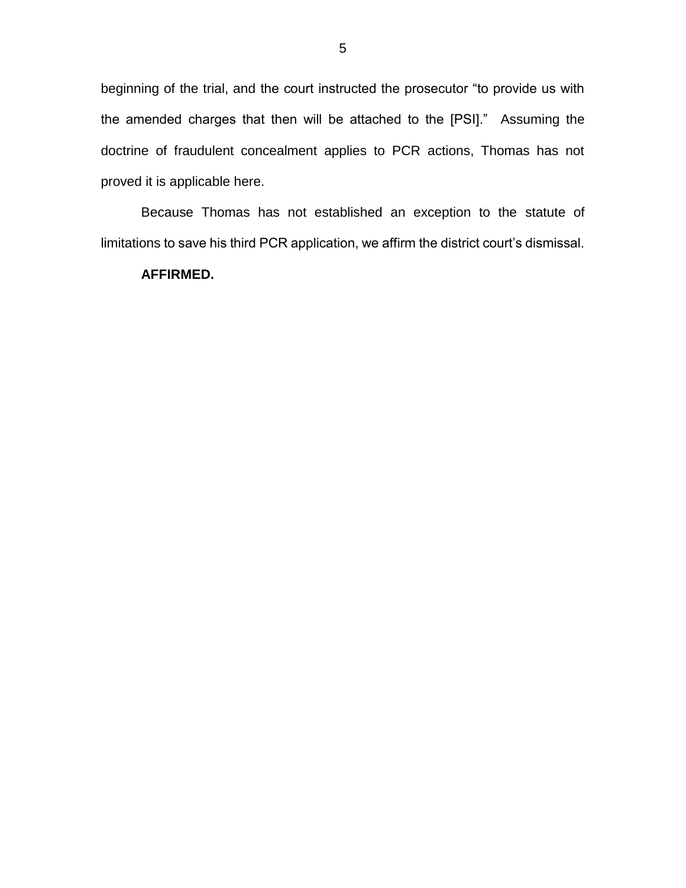beginning of the trial, and the court instructed the prosecutor "to provide us with the amended charges that then will be attached to the [PSI]." Assuming the doctrine of fraudulent concealment applies to PCR actions, Thomas has not proved it is applicable here.

Because Thomas has not established an exception to the statute of limitations to save his third PCR application, we affirm the district court's dismissal.

**AFFIRMED.**